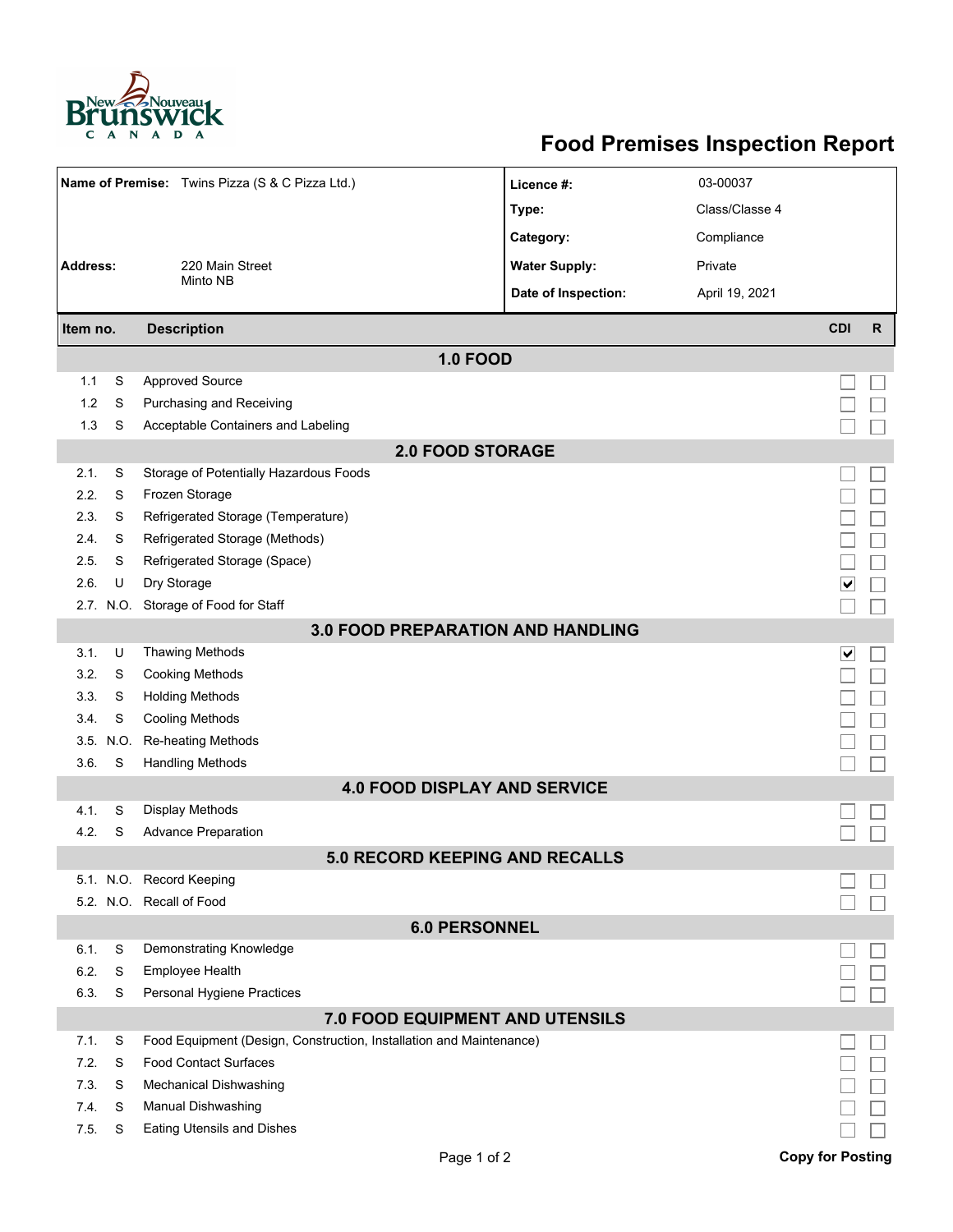# Food Premises Inspection Report

| | | | |
|---|---|---|---|
| **Name of Premise:** | Twins Pizza (S & C Pizza Ltd.) | **Licence #:** | 03-00037 |
| | | **Type:** | Class/Classe 4 |
| | | **Category:** | Compliance |
| **Address:** | 220 Main Street<br>Minto NB | **Water Supply:** | Private |
| | | **Date of Inspection:** | April 19, 2021 |

| Item no. | | Description | CDI | R |
|---|---|---|---|---|
| | | **1.0 FOOD** | | |
| 1.1 | S | Approved Source | ☐ | ☐ |
| 1.2 | S | Purchasing and Receiving | ☐ | ☐ |
| 1.3 | S | Acceptable Containers and Labeling | ☐ | ☐ |
| | | **2.0 FOOD STORAGE** | | |
| 2.1. | S | Storage of Potentially Hazardous Foods | ☐ | ☐ |
| 2.2. | S | Frozen Storage | ☐ | ☐ |
| 2.3. | S | Refrigerated Storage (Temperature) | ☐ | ☐ |
| 2.4. | S | Refrigerated Storage (Methods) | ☐ | ☐ |
| 2.5. | S | Refrigerated Storage (Space) | ☐ | ☐ |
| 2.6. | U | Dry Storage | ☑ | ☐ |
| 2.7. | N.O. | Storage of Food for Staff | ☐ | ☐ |
| | | **3.0 FOOD PREPARATION AND HANDLING** | | |
| 3.1. | U | Thawing Methods | ☑ | ☐ |
| 3.2. | S | Cooking Methods | ☐ | ☐ |
| 3.3. | S | Holding Methods | ☐ | ☐ |
| 3.4. | S | Cooling Methods | ☐ | ☐ |
| 3.5. | N.O. | Re-heating Methods | ☐ | ☐ |
| 3.6. | S | Handling Methods | ☐ | ☐ |
| | | **4.0 FOOD DISPLAY AND SERVICE** | | |
| 4.1. | S | Display Methods | ☐ | ☐ |
| 4.2. | S | Advance Preparation | ☐ | ☐ |
| | | **5.0 RECORD KEEPING AND RECALLS** | | |
| 5.1. | N.O. | Record Keeping | ☐ | ☐ |
| 5.2. | N.O. | Recall of Food | ☐ | ☐ |
| | | **6.0 PERSONNEL** | | |
| 6.1. | S | Demonstrating Knowledge | ☐ | ☐ |
| 6.2. | S | Employee Health | ☐ | ☐ |
| 6.3. | S | Personal Hygiene Practices | ☐ | ☐ |
| | | **7.0 FOOD EQUIPMENT AND UTENSILS** | | |
| 7.1. | S | Food Equipment (Design, Construction, Installation and Maintenance) | ☐ | ☐ |
| 7.2. | S | Food Contact Surfaces | ☐ | ☐ |
| 7.3. | S | Mechanical Dishwashing | ☐ | ☐ |
| 7.4. | S | Manual Dishwashing | ☐ | ☐ |
| 7.5. | S | Eating Utensils and Dishes | ☐ | ☐ |

**Copy for Posting**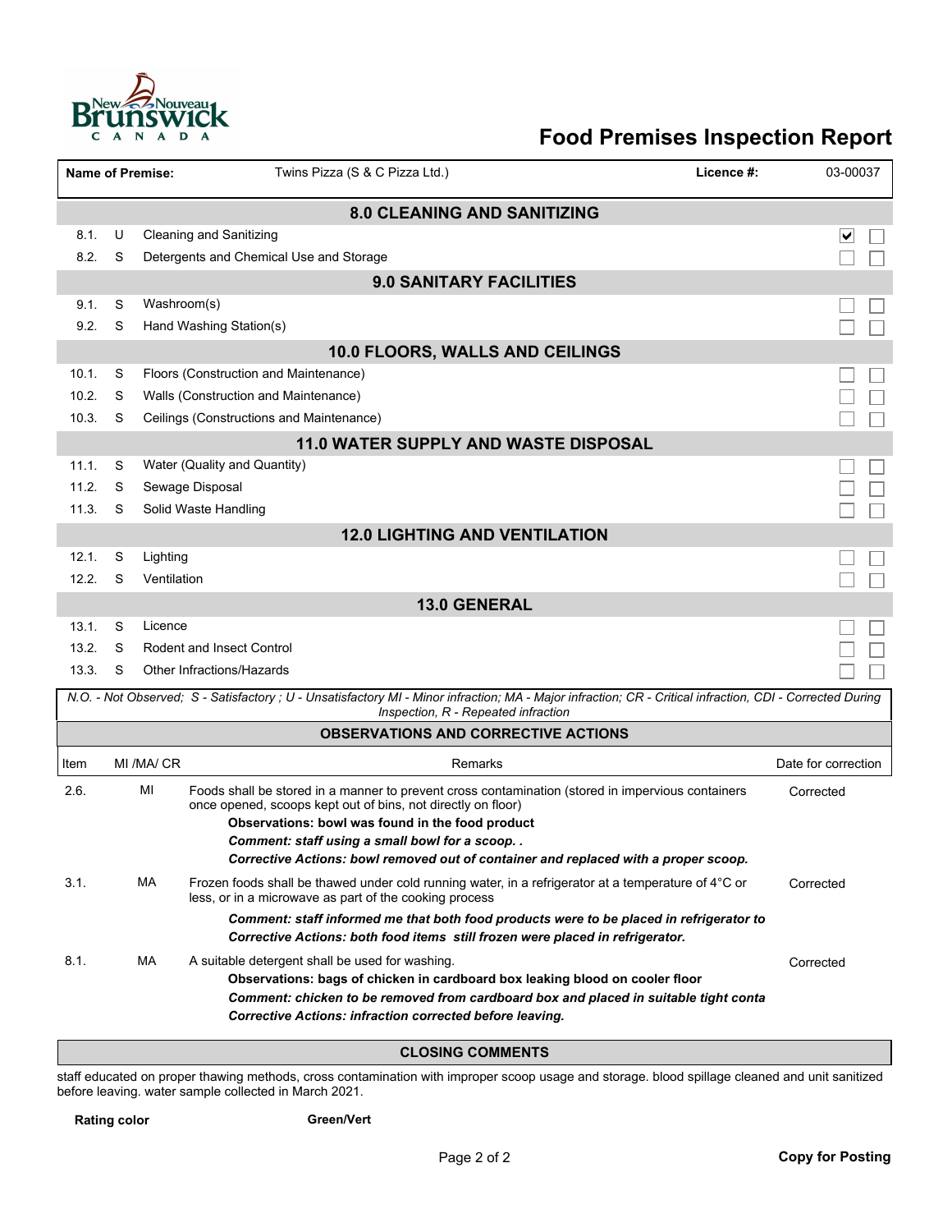New Brunswick / Nouveau Brunswick CANADA

# Food Premises Inspection Report

| Name of Premise: | Twins Pizza (S & C Pizza Ltd.) | Licence #: | 03-00037 |
|---|---|---|---|

## 8.0 CLEANING AND SANITIZING

| | | | | |
|---|---|---|---|---|
| 8.1. | U | Cleaning and Sanitizing | ☑ | ☐ |
| 8.2. | S | Detergents and Chemical Use and Storage | ☐ | ☐ |

## 9.0 SANITARY FACILITIES

| | | | | |
|---|---|---|---|---|
| 9.1. | S | Washroom(s) | ☐ | ☐ |
| 9.2. | S | Hand Washing Station(s) | ☐ | ☐ |

## 10.0 FLOORS, WALLS AND CEILINGS

| | | | | |
|---|---|---|---|---|
| 10.1. | S | Floors (Construction and Maintenance) | ☐ | ☐ |
| 10.2. | S | Walls (Construction and Maintenance) | ☐ | ☐ |
| 10.3. | S | Ceilings (Constructions and Maintenance) | ☐ | ☐ |

## 11.0 WATER SUPPLY AND WASTE DISPOSAL

| | | | | |
|---|---|---|---|---|
| 11.1. | S | Water (Quality and Quantity) | ☐ | ☐ |
| 11.2. | S | Sewage Disposal | ☐ | ☐ |
| 11.3. | S | Solid Waste Handling | ☐ | ☐ |

## 12.0 LIGHTING AND VENTILATION

| | | | | |
|---|---|---|---|---|
| 12.1. | S | Lighting | ☐ | ☐ |
| 12.2. | S | Ventilation | ☐ | ☐ |

## 13.0 GENERAL

| | | | | |
|---|---|---|---|---|
| 13.1. | S | Licence | ☐ | ☐ |
| 13.2. | S | Rodent and Insect Control | ☐ | ☐ |
| 13.3. | S | Other Infractions/Hazards | ☐ | ☐ |

*N.O. - Not Observed; S - Satisfactory ; U - Unsatisfactory MI - Minor infraction; MA - Major infraction; CR - Critical infraction, CDI - Corrected During Inspection, R - Repeated infraction*

## OBSERVATIONS AND CORRECTIVE ACTIONS

| Item | MI /MA/ CR | Remarks | Date for correction |
|---|---|---|---|
| 2.6. | MI | Foods shall be stored in a manner to prevent cross contamination (stored in impervious containers once opened, scoops kept out of bins, not directly on floor)<br>**Observations: bowl was found in the food product**<br>***Comment: staff using a small bowl for a scoop. .***<br>***Corrective Actions: bowl removed out of container and replaced with a proper scoop.*** | Corrected |
| 3.1. | MA | Frozen foods shall be thawed under cold running water, in a refrigerator at a temperature of 4°C or less, or in a microwave as part of the cooking process<br>***Comment: staff informed me that both food products were to be placed in refrigerator to***<br>***Corrective Actions: both food items still frozen were placed in refrigerator.*** | Corrected |
| 8.1. | MA | A suitable detergent shall be used for washing.<br>**Observations: bags of chicken in cardboard box leaking blood on cooler floor**<br>***Comment: chicken to be removed from cardboard box and placed in suitable tight conta***<br>***Corrective Actions: infraction corrected before leaving.*** | Corrected |

## CLOSING COMMENTS

staff educated on proper thawing methods, cross contamination with improper scoop usage and storage. blood spillage cleaned and unit sanitized before leaving. water sample collected in March 2021.

**Rating color** **Green/Vert**

**Copy for Posting**